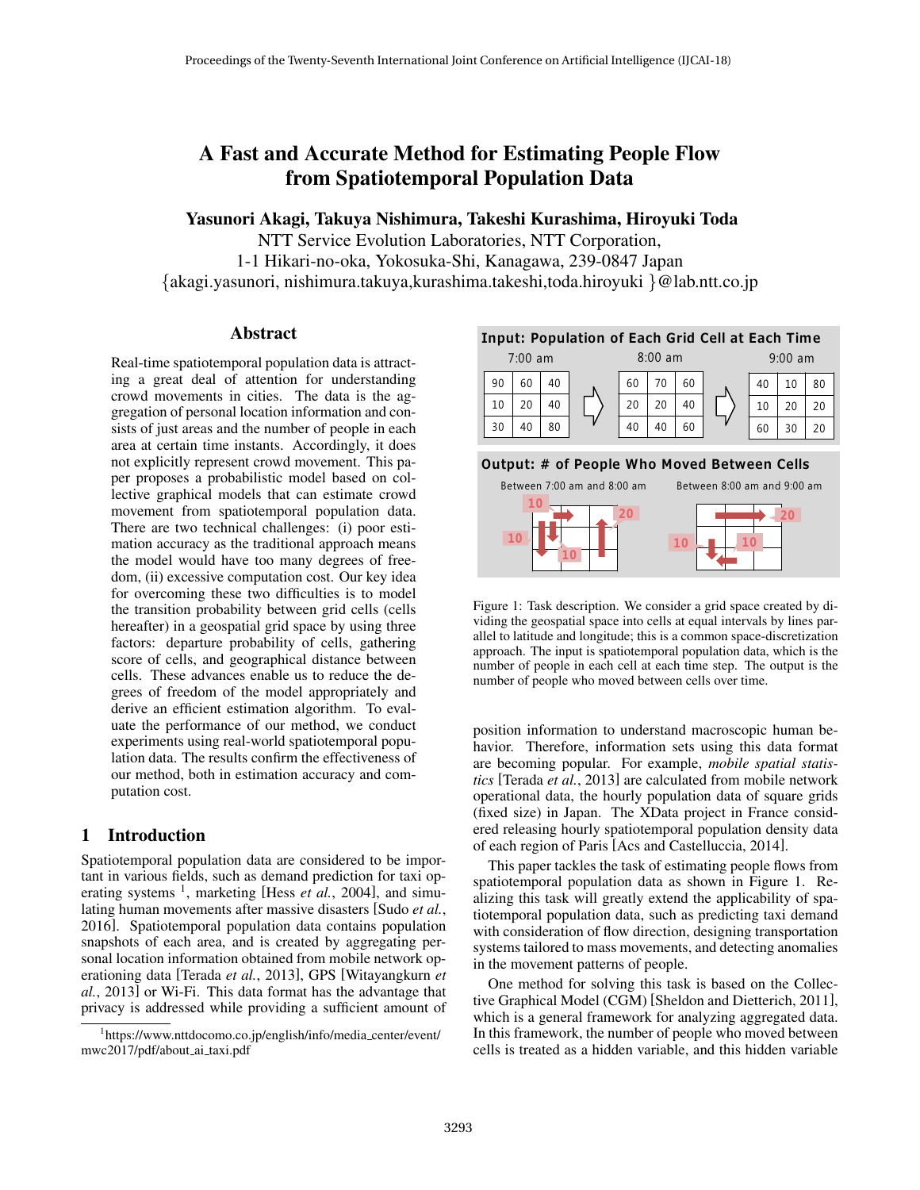# A Fast and Accurate Method for Estimating People Flow from Spatiotemporal Population Data

**Yasunori Akagi, Takuya Nishimura, Takeshi Kurashima, Hiroyuki Toda**

NTT Service Evolution Laboratories, NTT Corporation,
1-1 Hikari-no-oka, Yokosuka-Shi, Kanagawa, 239-0847 Japan
{akagi.yasunori, nishimura.takuya,kurashima.takeshi,toda.hiroyuki }@lab.ntt.co.jp

## Abstract

Real-time spatiotemporal population data is attracting a great deal of attention for understanding crowd movements in cities. The data is the aggregation of personal location information and consists of just areas and the number of people in each area at certain time instants. Accordingly, it does not explicitly represent crowd movement. This paper proposes a probabilistic model based on collective graphical models that can estimate crowd movement from spatiotemporal population data. There are two technical challenges: (i) poor estimation accuracy as the traditional approach means the model would have too many degrees of freedom, (ii) excessive computation cost. Our key idea for overcoming these two difficulties is to model the transition probability between grid cells (cells hereafter) in a geospatial grid space by using three factors: departure probability of cells, gathering score of cells, and geographical distance between cells. These advances enable us to reduce the degrees of freedom of the model appropriately and derive an efficient estimation algorithm. To evaluate the performance of our method, we conduct experiments using real-world spatiotemporal population data. The results confirm the effectiveness of our method, both in estimation accuracy and computation cost.

## 1 Introduction

Spatiotemporal population data are considered to be important in various fields, such as demand prediction for taxi operating systems [1], marketing [Hess *et al.*, 2004], and simulating human movements after massive disasters [Sudo *et al.*, 2016]. Spatiotemporal population data contains population snapshots of each area, and is created by aggregating personal location information obtained from mobile network operationing data [Terada *et al.*, 2013], GPS [Witayangkurn *et al.*, 2013] or Wi-Fi. This data format has the advantage that privacy is addressed while providing a sufficient amount of position information to understand macroscopic human behavior. Therefore, information sets using this data format are becoming popular. For example, *mobile spatial statistics* [Terada *et al.*, 2013] are calculated from mobile network operational data, the hourly population data of square grids (fixed size) in Japan. The XData project in France considered releasing hourly spatiotemporal population density data of each region of Paris [Acs and Castelluccia, 2014].

**Input: Population of Each Grid Cell at Each Time**

7:00 am

| 90 | 60 | 40 |
|---|---|---|
| 10 | 20 | 40 |
| 30 | 40 | 80 |

8:00 am

| 60 | 70 | 60 |
|---|---|---|
| 20 | 20 | 40 |
| 40 | 40 | 60 |

9:00 am

| 40 | 10 | 80 |
|---|---|---|
| 10 | 20 | 20 |
| 60 | 30 | 20 |

**Output: # of People Who Moved Between Cells**

Between 7:00 am and 8:00 am — Between 8:00 am and 9:00 am

Figure 1: Task description. We consider a grid space created by dividing the geospatial space into cells at equal intervals by lines parallel to latitude and longitude; this is a common space-discretization approach. The input is spatiotemporal population data, which is the number of people in each cell at each time step. The output is the number of people who moved between cells over time.

This paper tackles the task of estimating people flows from spatiotemporal population data as shown in Figure 1. Realizing this task will greatly extend the applicability of spatiotemporal population data, such as predicting taxi demand with consideration of flow direction, designing transportation systems tailored to mass movements, and detecting anomalies in the movement patterns of people.

One method for solving this task is based on the Collective Graphical Model (CGM) [Sheldon and Dietterich, 2011], which is a general framework for analyzing aggregated data. In this framework, the number of people who moved between cells is treated as a hidden variable, and this hidden variable

[1] https://www.nttdocomo.co.jp/english/info/media_center/event/mwc2017/pdf/about_ai_taxi.pdf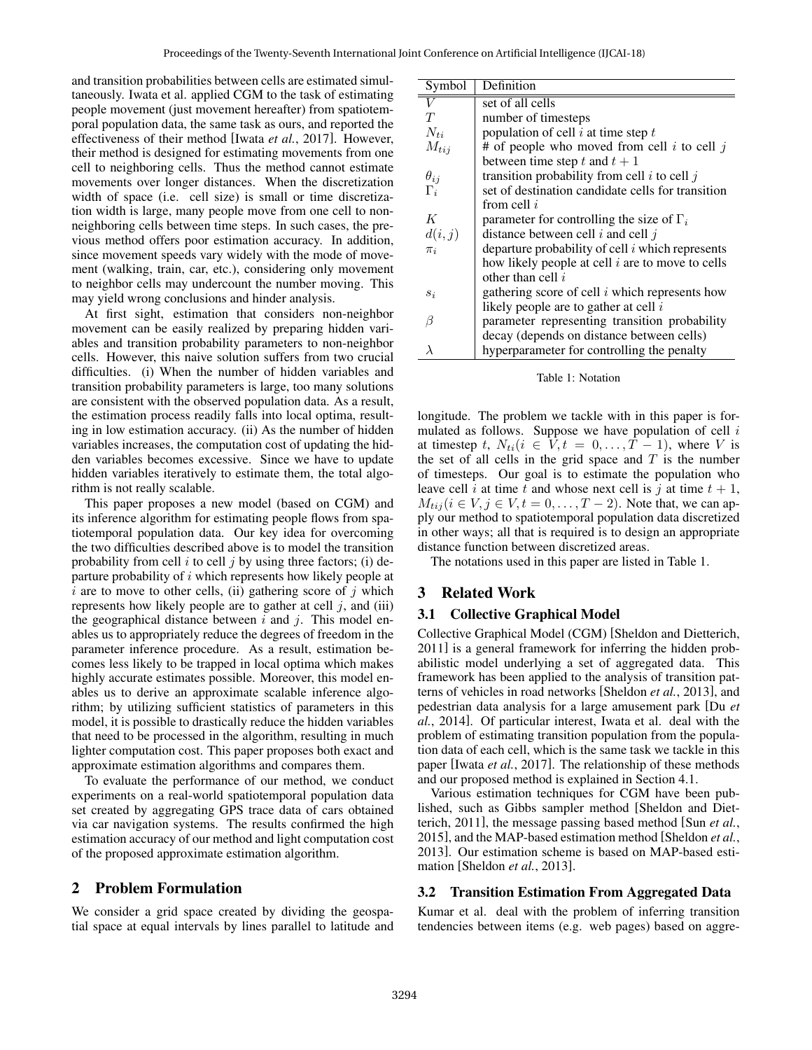and transition probabilities between cells are estimated simultaneously. Iwata et al. applied CGM to the task of estimating people movement (just movement hereafter) from spatiotemporal population data, the same task as ours, and reported the effectiveness of their method [Iwata *et al.*, 2017]. However, their method is designed for estimating movements from one cell to neighboring cells. Thus the method cannot estimate movements over longer distances. When the discretization width of space (i.e. cell size) is small or time discretization width is large, many people move from one cell to non-neighboring cells between time steps. In such cases, the previous method offers poor estimation accuracy. In addition, since movement speeds vary widely with the mode of movement (walking, train, car, etc.), considering only movement to neighbor cells may undercount the number moving. This may yield wrong conclusions and hinder analysis.

At first sight, estimation that considers non-neighbor movement can be easily realized by preparing hidden variables and transition probability parameters to non-neighbor cells. However, this naive solution suffers from two crucial difficulties. (i) When the number of hidden variables and transition probability parameters is large, too many solutions are consistent with the observed population data. As a result, the estimation process readily falls into local optima, resulting in low estimation accuracy. (ii) As the number of hidden variables increases, the computation cost of updating the hidden variables becomes excessive. Since we have to update hidden variables iteratively to estimate them, the total algorithm is not really scalable.

This paper proposes a new model (based on CGM) and its inference algorithm for estimating people flows from spatiotemporal population data. Our key idea for overcoming the two difficulties described above is to model the transition probability from cell $i$ to cell $j$ by using three factors; (i) departure probability of $i$ which represents how likely people at $i$ are to move to other cells, (ii) gathering score of $j$ which represents how likely people are to gather at cell $j$, and (iii) the geographical distance between $i$ and $j$. This model enables us to appropriately reduce the degrees of freedom in the parameter inference procedure. As a result, estimation becomes less likely to be trapped in local optima which makes highly accurate estimates possible. Moreover, this model enables us to derive an approximate scalable inference algorithm; by utilizing sufficient statistics of parameters in this model, it is possible to drastically reduce the hidden variables that need to be processed in the algorithm, resulting in much lighter computation cost. This paper proposes both exact and approximate estimation algorithms and compares them.

To evaluate the performance of our method, we conduct experiments on a real-world spatiotemporal population data set created by aggregating GPS trace data of cars obtained via car navigation systems. The results confirmed the high estimation accuracy of our method and light computation cost of the proposed approximate estimation algorithm.

## 2 Problem Formulation

We consider a grid space created by dividing the geospatial space at equal intervals by lines parallel to latitude and longitude. The problem we tackle with in this paper is formulated as follows. Suppose we have population of cell $i$ at timestep $t$, $N_{ti} (i \in V, t = 0, \ldots, T-1)$, where $V$ is the set of all cells in the grid space and $T$ is the number of timesteps. Our goal is to estimate the population who leave cell $i$ at time $t$ and whose next cell is $j$ at time $t+1$, $M_{tij} (i \in V, j \in V, t = 0, \ldots, T-2)$. Note that, we can apply our method to spatiotemporal population data discretized in other ways; all that is required is to design an appropriate distance function between discretized areas.

The notations used in this paper are listed in Table 1.

| Symbol | Definition |
|---|---|
| $V$ | set of all cells |
| $T$ | number of timesteps |
| $N_{ti}$ | population of cell $i$ at time step $t$ |
| $M_{tij}$ | # of people who moved from cell $i$ to cell $j$ between time step $t$ and $t+1$ |
| $\theta_{ij}$ | transition probability from cell $i$ to cell $j$ |
| $\Gamma_i$ | set of destination candidate cells for transition from cell $i$ |
| $K$ | parameter for controlling the size of $\Gamma_i$ |
| $d(i,j)$ | distance between cell $i$ and cell $j$ |
| $\pi_i$ | departure probability of cell $i$ which represents how likely people at cell $i$ are to move to cells other than cell $i$ |
| $s_i$ | gathering score of cell $i$ which represents how likely people are to gather at cell $i$ |
| $\beta$ | parameter representing transition probability decay (depends on distance between cells) |
| $\lambda$ | hyperparameter for controlling the penalty |

Table 1: Notation

## 3 Related Work

### 3.1 Collective Graphical Model

Collective Graphical Model (CGM) [Sheldon and Dietterich, 2011] is a general framework for inferring the hidden probabilistic model underlying a set of aggregated data. This framework has been applied to the analysis of transition patterns of vehicles in road networks [Sheldon *et al.*, 2013], and pedestrian data analysis for a large amusement park [Du *et al.*, 2014]. Of particular interest, Iwata et al. deal with the problem of estimating transition population from the population data of each cell, which is the same task we tackle in this paper [Iwata *et al.*, 2017]. The relationship of these methods and our proposed method is explained in Section 4.1.

Various estimation techniques for CGM have been published, such as Gibbs sampler method [Sheldon and Dietterich, 2011], the message passing based method [Sun *et al.*, 2015], and the MAP-based estimation method [Sheldon *et al.*, 2013]. Our estimation scheme is based on MAP-based estimation [Sheldon *et al.*, 2013].

### 3.2 Transition Estimation From Aggregated Data

Kumar et al. deal with the problem of inferring transition tendencies between items (e.g. web pages) based on aggre-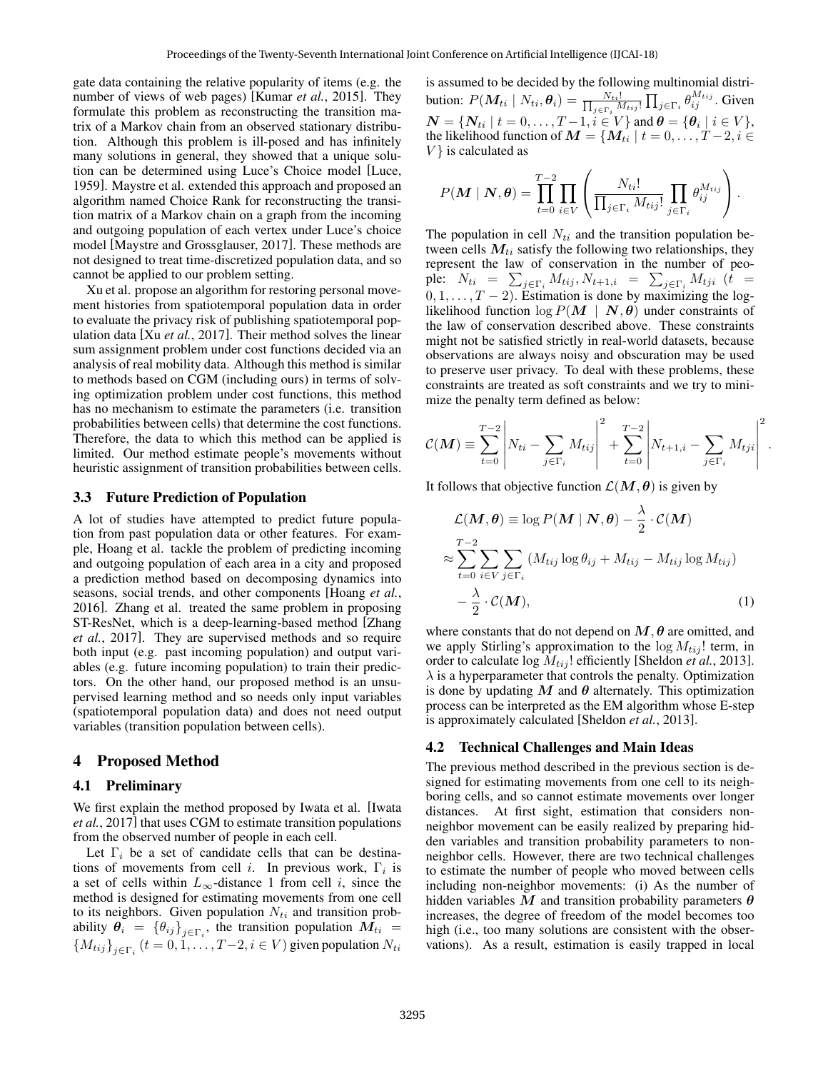gate data containing the relative popularity of items (e.g. the number of views of web pages) [Kumar *et al.*, 2015]. They formulate this problem as reconstructing the transition matrix of a Markov chain from an observed stationary distribution. Although this problem is ill-posed and has infinitely many solutions in general, they showed that a unique solution can be determined using Luce's Choice model [Luce, 1959]. Maystre et al. extended this approach and proposed an algorithm named Choice Rank for reconstructing the transition matrix of a Markov chain on a graph from the incoming and outgoing population of each vertex under Luce's choice model [Maystre and Grossglauser, 2017]. These methods are not designed to treat time-discretized population data, and so cannot be applied to our problem setting.

Xu et al. propose an algorithm for restoring personal movement histories from spatiotemporal population data in order to evaluate the privacy risk of publishing spatiotemporal population data [Xu *et al.*, 2017]. Their method solves the linear sum assignment problem under cost functions decided via an analysis of real mobility data. Although this method is similar to methods based on CGM (including ours) in terms of solving optimization problem under cost functions, this method has no mechanism to estimate the parameters (i.e. transition probabilities between cells) that determine the cost functions. Therefore, the data to which this method can be applied is limited. Our method estimate people's movements without heuristic assignment of transition probabilities between cells.

### 3.3 Future Prediction of Population

A lot of studies have attempted to predict future population from past population data or other features. For example, Hoang et al. tackle the problem of predicting incoming and outgoing population of each area in a city and proposed a prediction method based on decomposing dynamics into seasons, social trends, and other components [Hoang *et al.*, 2016]. Zhang et al. treated the same problem in proposing ST-ResNet, which is a deep-learning-based method [Zhang *et al.*, 2017]. They are supervised methods and so require both input (e.g. past incoming population) and output variables (e.g. future incoming population) to train their predictors. On the other hand, our proposed method is an unsupervised learning method and so needs only input variables (spatiotemporal population data) and does not need output variables (transition population between cells).

## 4 Proposed Method

### 4.1 Preliminary

We first explain the method proposed by Iwata et al. [Iwata *et al.*, 2017] that uses CGM to estimate transition populations from the observed number of people in each cell.

Let $\Gamma_i$ be a set of candidate cells that can be destinations of movements from cell $i$. In previous work, $\Gamma_i$ is a set of cells within $L_\infty$-distance 1 from cell $i$, since the method is designed for estimating movements from one cell to its neighbors. Given population $N_{ti}$ and transition probability $\boldsymbol{\theta}_i = \{\theta_{ij}\}_{j\in\Gamma_i}$, the transition population $\boldsymbol{M}_{ti} = \{M_{tij}\}_{j\in\Gamma_i}$ $(t = 0, 1, \ldots, T-2, i \in V)$ given population $N_{ti}$ is assumed to be decided by the following multinomial distribution: $P(\boldsymbol{M}_{ti} \mid N_{ti}, \boldsymbol{\theta}_i) = \frac{N_{ti}!}{\prod_{j\in\Gamma_i} M_{tij}!}\prod_{j\in\Gamma_i}\theta_{ij}^{M_{tij}}$. Given $\boldsymbol{N} = \{\boldsymbol{N}_{ti} \mid t = 0, \ldots, T-1, i \in V\}$ and $\boldsymbol{\theta} = \{\boldsymbol{\theta}_i \mid i \in V\}$, the likelihood function of $\boldsymbol{M} = \{\boldsymbol{M}_{ti} \mid t = 0, \ldots, T-2, i \in V\}$ is calculated as

$$P(\boldsymbol{M} \mid \boldsymbol{N}, \boldsymbol{\theta}) = \prod_{t=0}^{T-2}\prod_{i\in V}\left(\frac{N_{ti}!}{\prod_{j\in\Gamma_i} M_{tij}!}\prod_{j\in\Gamma_i}\theta_{ij}^{M_{tij}}\right).$$

The population in cell $N_{ti}$ and the transition population between cells $\boldsymbol{M}_{ti}$ satisfy the following two relationships, they represent the law of conservation in the number of people: $N_{ti} = \sum_{j\in\Gamma_i} M_{tij}, N_{t+1,i} = \sum_{j\in\Gamma_i} M_{tji}$ $(t = 0, 1, \ldots, T-2)$. Estimation is done by maximizing the log-likelihood function $\log P(\boldsymbol{M} \mid \boldsymbol{N}, \boldsymbol{\theta})$ under constraints of the law of conservation described above. These constraints might not be satisfied strictly in real-world datasets, because observations are always noisy and obscuration may be used to preserve user privacy. To deal with these problems, these constraints are treated as soft constraints and we try to minimize the penalty term defined as below:

$$\mathcal{C}(\boldsymbol{M}) \equiv \sum_{t=0}^{T-2}\left|N_{ti} - \sum_{j\in\Gamma_i} M_{tij}\right|^2 + \sum_{t=0}^{T-2}\left|N_{t+1,i} - \sum_{j\in\Gamma_i} M_{tji}\right|^2.$$

It follows that objective function $\mathcal{L}(\boldsymbol{M}, \boldsymbol{\theta})$ is given by

$$\begin{aligned}
\mathcal{L}(\boldsymbol{M}, \boldsymbol{\theta}) &\equiv \log P(\boldsymbol{M} \mid \boldsymbol{N}, \boldsymbol{\theta}) - \frac{\lambda}{2}\cdot\mathcal{C}(\boldsymbol{M}) \\
&\approx \sum_{t=0}^{T-2}\sum_{i\in V}\sum_{j\in\Gamma_i}\left(M_{tij}\log\theta_{ij} + M_{tij} - M_{tij}\log M_{tij}\right) \\
&\quad - \frac{\lambda}{2}\cdot\mathcal{C}(\boldsymbol{M}), \qquad (1)
\end{aligned}$$

where constants that do not depend on $\boldsymbol{M}, \boldsymbol{\theta}$ are omitted, and we apply Stirling's approximation to the $\log M_{tij}!$ term, in order to calculate $\log M_{tij}!$ efficiently [Sheldon *et al.*, 2013]. $\lambda$ is a hyperparameter that controls the penalty. Optimization is done by updating $\boldsymbol{M}$ and $\boldsymbol{\theta}$ alternately. This optimization process can be interpreted as the EM algorithm whose E-step is approximately calculated [Sheldon *et al.*, 2013].

### 4.2 Technical Challenges and Main Ideas

The previous method described in the previous section is designed for estimating movements from one cell to its neighboring cells, and so cannot estimate movements over longer distances. At first sight, estimation that considers non-neighbor movement can be easily realized by preparing hidden variables and transition probability parameters to non-neighbor cells. However, there are two technical challenges to estimate the number of people who moved between cells including non-neighbor movements: (i) As the number of hidden variables $\boldsymbol{M}$ and transition probability parameters $\boldsymbol{\theta}$ increases, the degree of freedom of the model becomes too high (i.e., too many solutions are consistent with the observations). As a result, estimation is easily trapped in local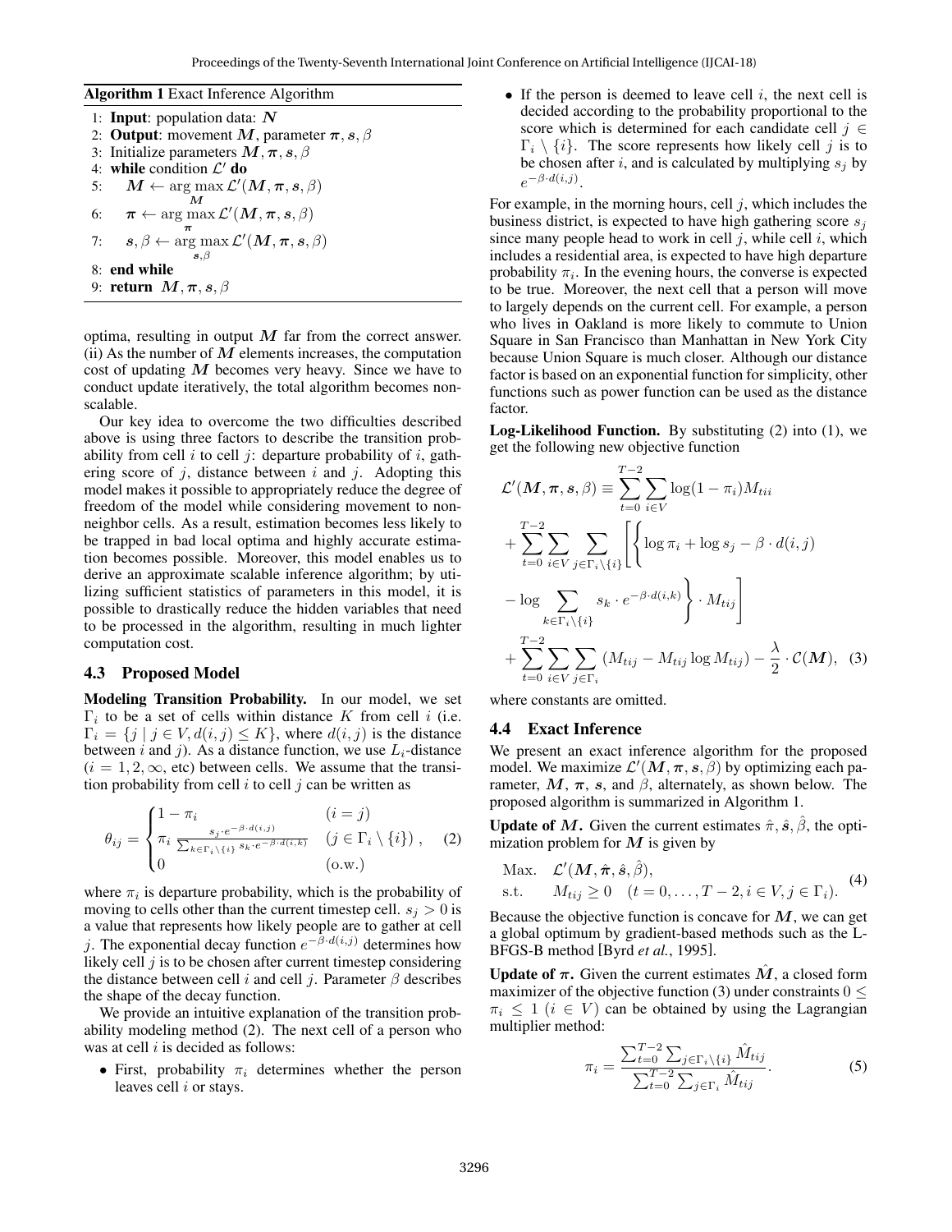**Algorithm 1** Exact Inference Algorithm

```
1: Input: population data: N
2: Output: movement M, parameter π, s, β
3: Initialize parameters M, π, s, β
4: while condition L' do
5:     M ← arg max_M L'(M, π, s, β)
6:     π ← arg max_π L'(M, π, s, β)
7:     s, β ← arg max_{s,β} L'(M, π, s, β)
8: end while
9: return M, π, s, β
```

optima, resulting in output $\boldsymbol{M}$ far from the correct answer. (ii) As the number of $\boldsymbol{M}$ elements increases, the computation cost of updating $\boldsymbol{M}$ becomes very heavy. Since we have to conduct update iteratively, the total algorithm becomes non-scalable.

Our key idea to overcome the two difficulties described above is using three factors to describe the transition probability from cell $i$ to cell $j$: departure probability of $i$, gathering score of $j$, distance between $i$ and $j$. Adopting this model makes it possible to appropriately reduce the degree of freedom of the model while considering movement to non-neighbor cells. As a result, estimation becomes less likely to be trapped in bad local optima and highly accurate estimation becomes possible. Moreover, this model enables us to derive an approximate scalable inference algorithm; by utilizing sufficient statistics of parameters in this model, it is possible to drastically reduce the hidden variables that need to be processed in the algorithm, resulting in much lighter computation cost.

### 4.3 Proposed Model

**Modeling Transition Probability.** In our model, we set $\Gamma_i$ to be a set of cells within distance $K$ from cell $i$ (i.e. $\Gamma_i = \{j \mid j \in V, d(i,j) \leq K\}$, where $d(i,j)$ is the distance between $i$ and $j$). As a distance function, we use $L_i$-distance ($i = 1, 2, \infty$, etc) between cells. We assume that the transition probability from cell $i$ to cell $j$ can be written as

$$\theta_{ij} = \begin{cases} 1 - \pi_i & (i = j) \\ \pi_i \frac{s_j \cdot e^{-\beta \cdot d(i,j)}}{\sum_{k \in \Gamma_i \setminus \{i\}} s_k \cdot e^{-\beta \cdot d(i,k)}} & (j \in \Gamma_i \setminus \{i\}) \\ 0 & (\text{o.w.}) \end{cases}, \quad (2)$$

where $\pi_i$ is departure probability, which is the probability of moving to cells other than the current timestep cell. $s_j > 0$ is a value that represents how likely people are to gather at cell $j$. The exponential decay function $e^{-\beta \cdot d(i,j)}$ determines how likely cell $j$ is to be chosen after current timestep considering the distance between cell $i$ and cell $j$. Parameter $\beta$ describes the shape of the decay function.

We provide an intuitive explanation of the transition probability modeling method (2). The next cell of a person who was at cell $i$ is decided as follows:

- First, probability $\pi_i$ determines whether the person leaves cell $i$ or stays.
- If the person is deemed to leave cell $i$, the next cell is decided according to the probability proportional to the score which is determined for each candidate cell $j \in \Gamma_i \setminus \{i\}$. The score represents how likely cell $j$ is to be chosen after $i$, and is calculated by multiplying $s_j$ by $e^{-\beta \cdot d(i,j)}$.

For example, in the morning hours, cell $j$, which includes the business district, is expected to have high gathering score $s_j$ since many people head to work in cell $j$, while cell $i$, which includes a residential area, is expected to have high departure probability $\pi_i$. In the evening hours, the converse is expected to be true. Moreover, the next cell that a person will move to largely depends on the current cell. For example, a person who lives in Oakland is more likely to commute to Union Square in San Francisco than Manhattan in New York City because Union Square is much closer. Although our distance factor is based on an exponential function for simplicity, other functions such as power function can be used as the distance factor.

**Log-Likelihood Function.** By substituting (2) into (1), we get the following new objective function

$$\begin{aligned}
\mathcal{L}'(\boldsymbol{M}, \boldsymbol{\pi}, \boldsymbol{s}, \beta) &\equiv \sum_{t=0}^{T-2} \sum_{i \in V} \log(1 - \pi_i) M_{tii} \\
&+ \sum_{t=0}^{T-2} \sum_{i \in V} \sum_{j \in \Gamma_i \setminus \{i\}} \left[ \left\{ \log \pi_i + \log s_j - \beta \cdot d(i,j) \right.\right. \\
&\left.\left. - \log \sum_{k \in \Gamma_i \setminus \{i\}} s_k \cdot e^{-\beta \cdot d(i,k)} \right\} \cdot M_{tij} \right] \\
&+ \sum_{t=0}^{T-2} \sum_{i \in V} \sum_{j \in \Gamma_i} (M_{tij} - M_{tij} \log M_{tij}) - \frac{\lambda}{2} \cdot \mathcal{C}(\boldsymbol{M}), \quad (3)
\end{aligned}$$

where constants are omitted.

### 4.4 Exact Inference

We present an exact inference algorithm for the proposed model. We maximize $\mathcal{L}'(\boldsymbol{M}, \boldsymbol{\pi}, \boldsymbol{s}, \beta)$ by optimizing each parameter, $\boldsymbol{M}$, $\boldsymbol{\pi}$, $\boldsymbol{s}$, and $\beta$, alternately, as shown below. The proposed algorithm is summarized in Algorithm 1.

**Update of $\boldsymbol{M}$.** Given the current estimates $\hat{\pi}, \hat{\boldsymbol{s}}, \hat{\beta}$, the optimization problem for $\boldsymbol{M}$ is given by

$$\begin{aligned}
&\text{Max.} \quad \mathcal{L}'(\boldsymbol{M}, \hat{\boldsymbol{\pi}}, \hat{\boldsymbol{s}}, \hat{\beta}), \\
&\text{s.t.} \quad\quad M_{tij} \geq 0 \quad (t = 0, \ldots, T-2, i \in V, j \in \Gamma_i).
\end{aligned} \quad (4)$$

Because the objective function is concave for $\boldsymbol{M}$, we can get a global optimum by gradient-based methods such as the L-BFGS-B method [Byrd *et al.*, 1995].

**Update of $\boldsymbol{\pi}$.** Given the current estimates $\hat{\boldsymbol{M}}$, a closed form maximizer of the objective function (3) under constraints $0 \leq \pi_i \leq 1$ $(i \in V)$ can be obtained by using the Lagrangian multiplier method:

$$\pi_i = \frac{\sum_{t=0}^{T-2} \sum_{j \in \Gamma_i \setminus \{i\}} \hat{M}_{tij}}{\sum_{t=0}^{T-2} \sum_{j \in \Gamma_i} \hat{M}_{tij}}. \quad (5)$$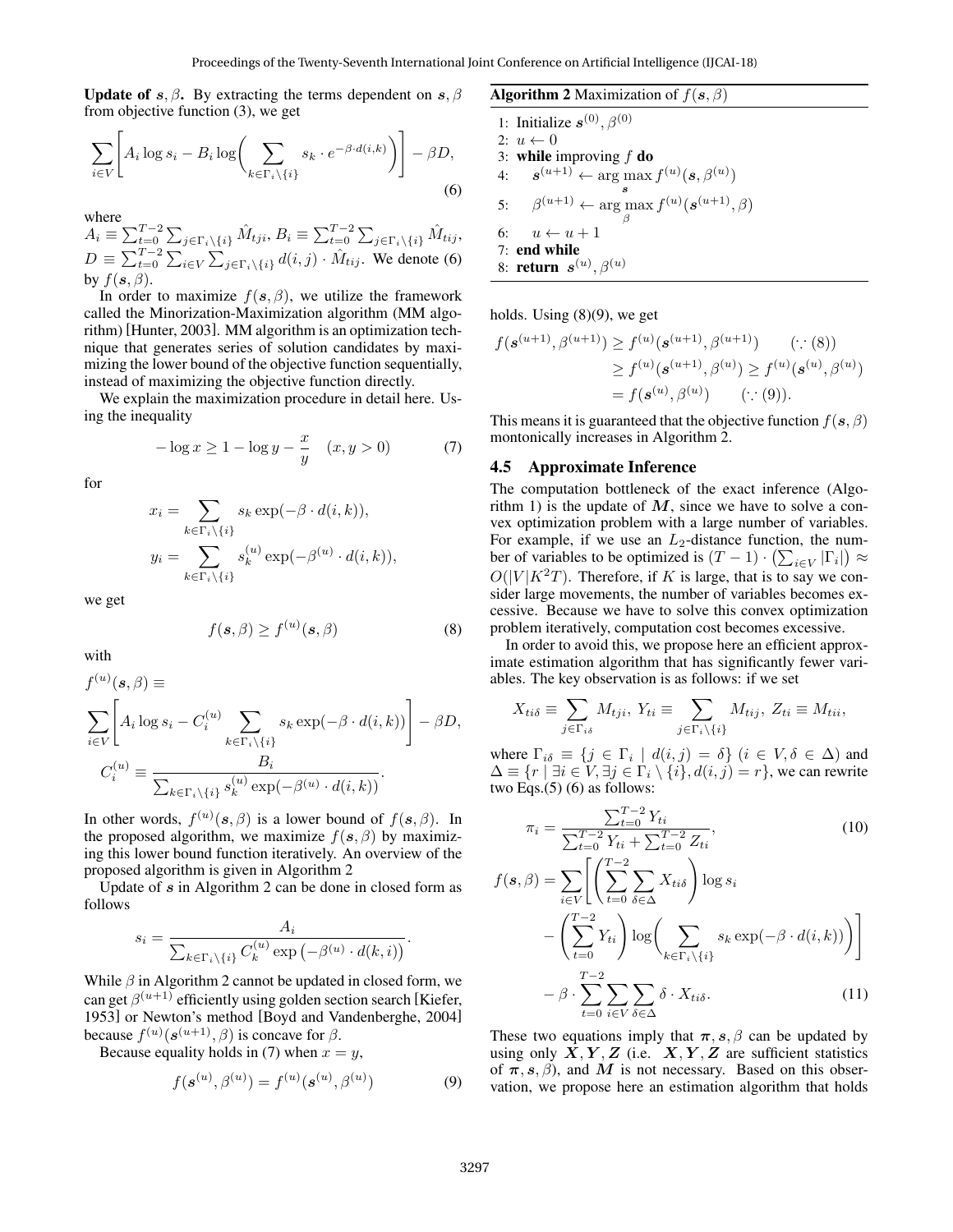**Update of $\boldsymbol{s}, \beta$.** By extracting the terms dependent on $\boldsymbol{s}, \beta$ from objective function (3), we get

$$\sum_{i \in V} \left[ A_i \log s_i - B_i \log \left( \sum_{k \in \Gamma_i \setminus \{i\}} s_k \cdot e^{-\beta \cdot d(i,k)} \right) \right] - \beta D, \tag{6}$$

where $A_i \equiv \sum_{t=0}^{T-2} \sum_{j \in \Gamma_i \setminus \{i\}} \hat{M}_{tji}$, $B_i \equiv \sum_{t=0}^{T-2} \sum_{j \in \Gamma_i \setminus \{i\}} \hat{M}_{tij}$, $D \equiv \sum_{t=0}^{T-2} \sum_{i \in V} \sum_{j \in \Gamma_i \setminus \{i\}} d(i,j) \cdot \hat{M}_{tij}$. We denote (6) by $f(\boldsymbol{s}, \beta)$.

In order to maximize $f(\boldsymbol{s}, \beta)$, we utilize the framework called the Minorization-Maximization algorithm (MM algorithm) [Hunter, 2003]. MM algorithm is an optimization technique that generates series of solution candidates by maximizing the lower bound of the objective function sequentially, instead of maximizing the objective function directly.

We explain the maximization procedure in detail here. Using the inequality

$$-\log x \geq 1 - \log y - \frac{x}{y} \quad (x, y > 0) \tag{7}$$

for

$$x_i = \sum_{k \in \Gamma_i \setminus \{i\}} s_k \exp(-\beta \cdot d(i,k)),$$

$$y_i = \sum_{k \in \Gamma_i \setminus \{i\}} s_k^{(u)} \exp(-\beta^{(u)} \cdot d(i,k)),$$

we get

$$f(\boldsymbol{s}, \beta) \geq f^{(u)}(\boldsymbol{s}, \beta) \tag{8}$$

with

$$f^{(u)}(\boldsymbol{s}, \beta) \equiv$$

$$\sum_{i \in V} \left[ A_i \log s_i - C_i^{(u)} \sum_{k \in \Gamma_i \setminus \{i\}} s_k \exp(-\beta \cdot d(i,k)) \right] - \beta D,$$

$$C_i^{(u)} \equiv \frac{B_i}{\sum_{k \in \Gamma_i \setminus \{i\}} s_k^{(u)} \exp(-\beta^{(u)} \cdot d(i,k))}.$$

In other words, $f^{(u)}(\boldsymbol{s}, \beta)$ is a lower bound of $f(\boldsymbol{s}, \beta)$. In the proposed algorithm, we maximize $f(\boldsymbol{s}, \beta)$ by maximizing this lower bound function iteratively. An overview of the proposed algorithm is given in Algorithm 2

Update of $\boldsymbol{s}$ in Algorithm 2 can be done in closed form as follows

$$s_i = \frac{A_i}{\sum_{k \in \Gamma_i \setminus \{i\}} C_k^{(u)} \exp\left(-\beta^{(u)} \cdot d(k,i)\right)}.$$

While $\beta$ in Algorithm 2 cannot be updated in closed form, we can get $\beta^{(u+1)}$ efficiently using golden section search [Kiefer, 1953] or Newton's method [Boyd and Vandenberghe, 2004] because $f^{(u)}(\boldsymbol{s}^{(u+1)}, \beta)$ is concave for $\beta$.

Because equality holds in (7) when $x = y$,

$$f(\boldsymbol{s}^{(u)}, \beta^{(u)}) = f^{(u)}(\boldsymbol{s}^{(u)}, \beta^{(u)}) \tag{9}$$

**Algorithm 2** Maximization of $f(\boldsymbol{s}, \beta)$

```
1: Initialize s^(0), β^(0)
2: u ← 0
3: while improving f do
4:     s^(u+1) ← arg max_s f^(u)(s, β^(u))
5:     β^(u+1) ← arg max_β f^(u)(s^(u+1), β)
6:     u ← u + 1
7: end while
8: return s^(u), β^(u)
```

holds. Using (8)(9), we get

$$\begin{aligned} f(\boldsymbol{s}^{(u+1)}, \beta^{(u+1)}) &\geq f^{(u)}(\boldsymbol{s}^{(u+1)}, \beta^{(u+1)}) \qquad (\because (8)) \\ &\geq f^{(u)}(\boldsymbol{s}^{(u+1)}, \beta^{(u)}) \geq f^{(u)}(\boldsymbol{s}^{(u)}, \beta^{(u)}) \\ &= f(\boldsymbol{s}^{(u)}, \beta^{(u)}) \qquad (\because (9)). \end{aligned}$$

This means it is guaranteed that the objective function $f(\boldsymbol{s}, \beta)$ montonically increases in Algorithm 2.

### 4.5 Approximate Inference

The computation bottleneck of the exact inference (Algorithm 1) is the update of $\boldsymbol{M}$, since we have to solve a convex optimization problem with a large number of variables. For example, if we use an $L_2$-distance function, the number of variables to be optimized is $(T-1) \cdot \left( \sum_{i \in V} |\Gamma_i| \right) \approx O(|V| K^2 T)$. Therefore, if $K$ is large, that is to say we consider large movements, the number of variables becomes excessive. Because we have to solve this convex optimization problem iteratively, computation cost becomes excessive.

In order to avoid this, we propose here an efficient approximate estimation algorithm that has significantly fewer variables. The key observation is as follows: if we set

$$X_{ti\delta} \equiv \sum_{j \in \Gamma_{i\delta}} M_{tji}, \; Y_{ti} \equiv \sum_{j \in \Gamma_i \setminus \{i\}} M_{tij}, \; Z_{ti} \equiv M_{tii},$$

where $\Gamma_{i\delta} \equiv \{j \in \Gamma_i \mid d(i,j) = \delta\}$ $(i \in V, \delta \in \Delta)$ and $\Delta \equiv \{r \mid \exists i \in V, \exists j \in \Gamma_i \setminus \{i\}, d(i,j) = r\}$, we can rewrite two Eqs.(5) (6) as follows:

$$\pi_i = \frac{\sum_{t=0}^{T-2} Y_{ti}}{\sum_{t=0}^{T-2} Y_{ti} + \sum_{t=0}^{T-2} Z_{ti}}, \tag{10}$$

$$\begin{aligned} f(\boldsymbol{s}, \beta) = \sum_{i \in V} \Bigg[ &\left( \sum_{t=0}^{T-2} \sum_{\delta \in \Delta} X_{ti\delta} \right) \log s_i \\ &- \left( \sum_{t=0}^{T-2} Y_{ti} \right) \log \left( \sum_{k \in \Gamma_i \setminus \{i\}} s_k \exp(-\beta \cdot d(i,k)) \right) \Bigg] \\ &- \beta \cdot \sum_{t=0}^{T-2} \sum_{i \in V} \sum_{\delta \in \Delta} \delta \cdot X_{ti\delta}. \end{aligned} \tag{11}$$

These two equations imply that $\boldsymbol{\pi}, \boldsymbol{s}, \beta$ can be updated by using only $\boldsymbol{X}, \boldsymbol{Y}, \boldsymbol{Z}$ (i.e. $\boldsymbol{X}, \boldsymbol{Y}, \boldsymbol{Z}$ are sufficient statistics of $\boldsymbol{\pi}, \boldsymbol{s}, \beta$), and $\boldsymbol{M}$ is not necessary. Based on this observation, we propose here an estimation algorithm that holds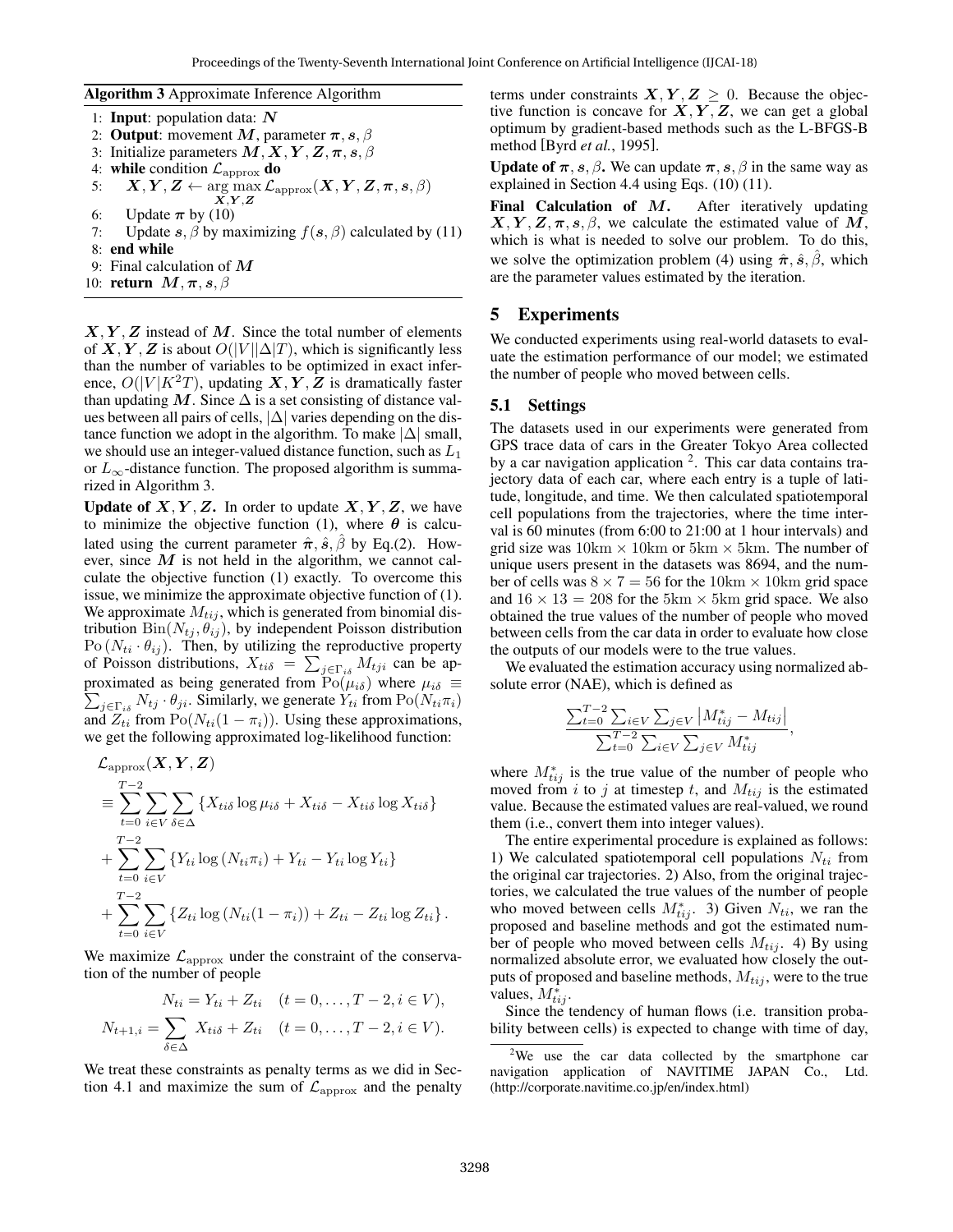**Algorithm 3** Approximate Inference Algorithm

1: **Input**: population data: $\boldsymbol{N}$
2: **Output**: movement $\boldsymbol{M}$, parameter $\boldsymbol{\pi}, \boldsymbol{s}, \beta$
3: Initialize parameters $\boldsymbol{M}, \boldsymbol{X}, \boldsymbol{Y}, \boldsymbol{Z}, \boldsymbol{\pi}, \boldsymbol{s}, \beta$
4: **while** condition $\mathcal{L}_{\mathrm{approx}}$ **do**
5: $\quad \boldsymbol{X}, \boldsymbol{Y}, \boldsymbol{Z} \leftarrow \arg\max_{\boldsymbol{X},\boldsymbol{Y},\boldsymbol{Z}} \mathcal{L}_{\mathrm{approx}}(\boldsymbol{X}, \boldsymbol{Y}, \boldsymbol{Z}, \boldsymbol{\pi}, \boldsymbol{s}, \beta)$
6: $\quad$ Update $\boldsymbol{\pi}$ by (10)
7: $\quad$ Update $\boldsymbol{s}, \beta$ by maximizing $f(\boldsymbol{s}, \beta)$ calculated by (11)
8: **end while**
9: Final calculation of $\boldsymbol{M}$
10: **return** $\boldsymbol{M}, \boldsymbol{\pi}, \boldsymbol{s}, \beta$

$\boldsymbol{X}, \boldsymbol{Y}, \boldsymbol{Z}$ instead of $\boldsymbol{M}$. Since the total number of elements of $\boldsymbol{X}, \boldsymbol{Y}, \boldsymbol{Z}$ is about $O(|V||\Delta|T)$, which is significantly less than the number of variables to be optimized in exact inference, $O(|V|K^2T)$, updating $\boldsymbol{X}, \boldsymbol{Y}, \boldsymbol{Z}$ is dramatically faster than updating $\boldsymbol{M}$. Since $\Delta$ is a set consisting of distance values between all pairs of cells, $|\Delta|$ varies depending on the distance function we adopt in the algorithm. To make $|\Delta|$ small, we should use an integer-valued distance function, such as $L_1$ or $L_\infty$-distance function. The proposed algorithm is summarized in Algorithm 3.

**Update of $\boldsymbol{X}, \boldsymbol{Y}, \boldsymbol{Z}$.** In order to update $\boldsymbol{X}, \boldsymbol{Y}, \boldsymbol{Z}$, we have to minimize the objective function (1), where $\boldsymbol{\theta}$ is calculated using the current parameter $\hat{\boldsymbol{\pi}}, \hat{\boldsymbol{s}}, \hat{\beta}$ by Eq.(2). However, since $\boldsymbol{M}$ is not held in the algorithm, we cannot calculate the objective function (1) exactly. To overcome this issue, we minimize the approximate objective function of (1). We approximate $M_{tij}$, which is generated from binomial distribution $\mathrm{Bin}(N_{tj}, \theta_{ij})$, by independent Poisson distribution $\mathrm{Po}(N_{ti} \cdot \theta_{ij})$. Then, by utilizing the reproductive property of Poisson distributions, $X_{ti\delta} = \sum_{j \in \Gamma_{i\delta}} M_{tji}$ can be approximated as being generated from $\mathrm{Po}(\mu_{i\delta})$ where $\mu_{i\delta} \equiv \sum_{j \in \Gamma_{i\delta}} N_{tj} \cdot \theta_{ji}$. Similarly, we generate $Y_{ti}$ from $\mathrm{Po}(N_{ti}\pi_i)$ and $Z_{ti}$ from $\mathrm{Po}(N_{ti}(1-\pi_i))$. Using these approximations, we get the following approximated log-likelihood function:

$$
\begin{aligned}
&\mathcal{L}_{\mathrm{approx}}(\boldsymbol{X}, \boldsymbol{Y}, \boldsymbol{Z}) \\
&\equiv \sum_{t=0}^{T-2} \sum_{i \in V} \sum_{\delta \in \Delta} \{X_{ti\delta} \log \mu_{i\delta} + X_{ti\delta} - X_{ti\delta} \log X_{ti\delta}\} \\
&+ \sum_{t=0}^{T-2} \sum_{i \in V} \{Y_{ti} \log(N_{ti}\pi_i) + Y_{ti} - Y_{ti} \log Y_{ti}\} \\
&+ \sum_{t=0}^{T-2} \sum_{i \in V} \{Z_{ti} \log(N_{ti}(1-\pi_i)) + Z_{ti} - Z_{ti} \log Z_{ti}\}.
\end{aligned}
$$

We maximize $\mathcal{L}_{\mathrm{approx}}$ under the constraint of the conservation of the number of people

$$
\begin{aligned}
N_{ti} &= Y_{ti} + Z_{ti} \quad (t = 0, \ldots, T-2, i \in V), \\
N_{t+1,i} &= \sum_{\delta \in \Delta} X_{ti\delta} + Z_{ti} \quad (t = 0, \ldots, T-2, i \in V).
\end{aligned}
$$

We treat these constraints as penalty terms as we did in Section 4.1 and maximize the sum of $\mathcal{L}_{\mathrm{approx}}$ and the penalty terms under constraints $\boldsymbol{X}, \boldsymbol{Y}, \boldsymbol{Z} \geq 0$. Because the objective function is concave for $\boldsymbol{X}, \boldsymbol{Y}, \boldsymbol{Z}$, we can get a global optimum by gradient-based methods such as the L-BFGS-B method [Byrd *et al.*, 1995].

**Update of $\boldsymbol{\pi}, \boldsymbol{s}, \beta$.** We can update $\boldsymbol{\pi}, \boldsymbol{s}, \beta$ in the same way as explained in Section 4.4 using Eqs. (10) (11).

**Final Calculation of $\boldsymbol{M}$.** After iteratively updating $\boldsymbol{X}, \boldsymbol{Y}, \boldsymbol{Z}, \boldsymbol{\pi}, \boldsymbol{s}, \beta$, we calculate the estimated value of $\boldsymbol{M}$, which is what is needed to solve our problem. To do this, we solve the optimization problem (4) using $\hat{\boldsymbol{\pi}}, \hat{\boldsymbol{s}}, \hat{\beta}$, which are the parameter values estimated by the iteration.

## 5 Experiments

We conducted experiments using real-world datasets to evaluate the estimation performance of our model; we estimated the number of people who moved between cells.

### 5.1 Settings

The datasets used in our experiments were generated from GPS trace data of cars in the Greater Tokyo Area collected by a car navigation application [2]. This car data contains trajectory data of each car, where each entry is a tuple of latitude, longitude, and time. We then calculated spatiotemporal cell populations from the trajectories, where the time interval is 60 minutes (from 6:00 to 21:00 at 1 hour intervals) and grid size was $10\text{km} \times 10\text{km}$ or $5\text{km} \times 5\text{km}$. The number of unique users present in the datasets was 8694, and the number of cells was $8 \times 7 = 56$ for the $10\text{km} \times 10\text{km}$ grid space and $16 \times 13 = 208$ for the $5\text{km} \times 5\text{km}$ grid space. We also obtained the true values of the number of people who moved between cells from the car data in order to evaluate how close the outputs of our models were to the true values.

We evaluated the estimation accuracy using normalized absolute error (NAE), which is defined as

$$
\frac{\sum_{t=0}^{T-2} \sum_{i \in V} \sum_{j \in V} \left| M^*_{tij} - M_{tij} \right|}{\sum_{t=0}^{T-2} \sum_{i \in V} \sum_{j \in V} M^*_{tij}},
$$

where $M^*_{tij}$ is the true value of the number of people who moved from $i$ to $j$ at timestep $t$, and $M_{tij}$ is the estimated value. Because the estimated values are real-valued, we round them (i.e., convert them into integer values).

The entire experimental procedure is explained as follows: 1) We calculated spatiotemporal cell populations $N_{ti}$ from the original car trajectories. 2) Also, from the original trajectories, we calculated the true values of the number of people who moved between cells $M^*_{tij}$. 3) Given $N_{ti}$, we ran the proposed and baseline methods and got the estimated number of people who moved between cells $M_{tij}$. 4) By using normalized absolute error, we evaluated how closely the outputs of proposed and baseline methods, $M_{tij}$, were to the true values, $M^*_{tij}$.

Since the tendency of human flows (i.e. transition probability between cells) is expected to change with time of day,

[2] We use the car data collected by the smartphone car navigation application of NAVITIME JAPAN Co., Ltd. (http://corporate.navitime.co.jp/en/index.html)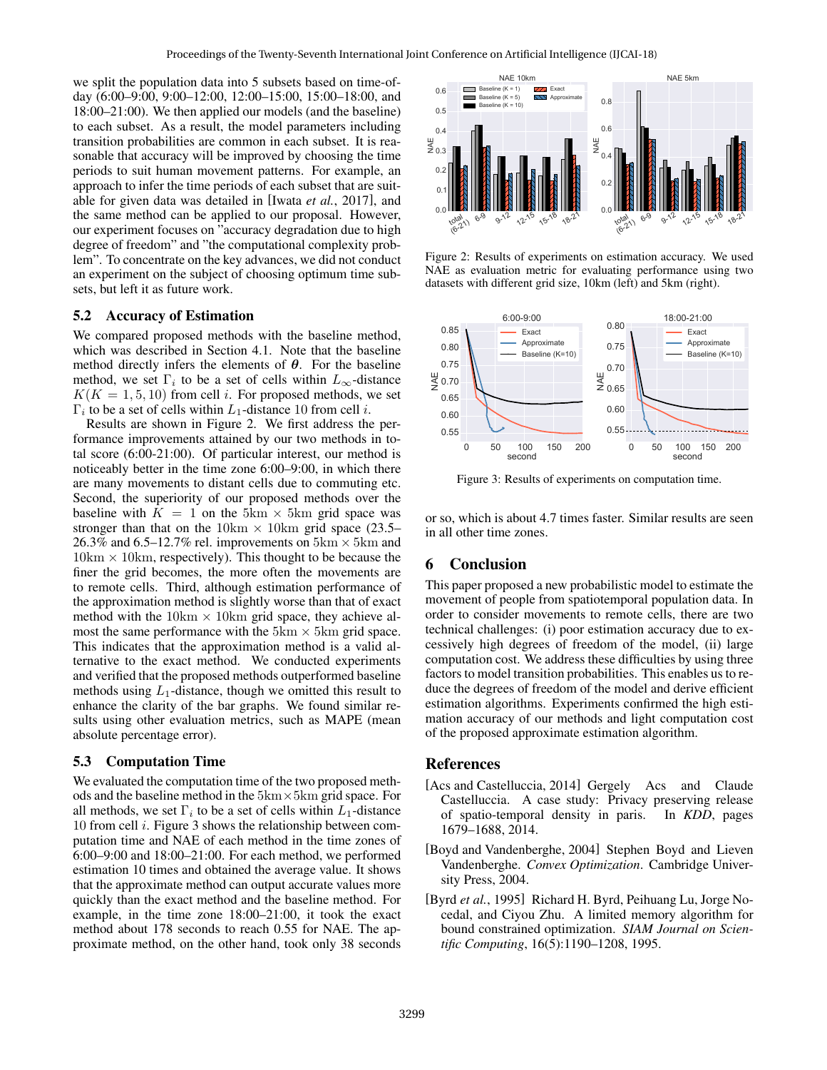we split the population data into 5 subsets based on time-of-day (6:00–9:00, 9:00–12:00, 12:00–15:00, 15:00–18:00, and 18:00–21:00). We then applied our models (and the baseline) to each subset. As a result, the model parameters including transition probabilities are common in each subset. It is reasonable that accuracy will be improved by choosing the time periods to suit human movement patterns. For example, an approach to infer the time periods of each subset that are suitable for given data was detailed in [Iwata *et al.*, 2017], and the same method can be applied to our proposal. However, our experiment focuses on "accuracy degradation due to high degree of freedom" and "the computational complexity problem". To concentrate on the key advances, we did not conduct an experiment on the subject of choosing optimum time subsets, but left it as future work.

## 5.2 Accuracy of Estimation

We compared proposed methods with the baseline method, which was described in Section 4.1. Note that the baseline method directly infers the elements of $\boldsymbol{\theta}$. For the baseline method, we set $\Gamma_i$ to be a set of cells within $L_\infty$-distance $K (K = 1, 5, 10)$ from cell $i$. For proposed methods, we set $\Gamma_i$ to be a set of cells within $L_1$-distance 10 from cell $i$.

Results are shown in Figure 2. We first address the performance improvements attained by our two methods in total score (6:00-21:00). Of particular interest, our method is noticeably better in the time zone 6:00–9:00, in which there are many movements to distant cells due to commuting etc. Second, the superiority of our proposed methods over the baseline with $K = 1$ on the $5\text{km} \times 5\text{km}$ grid space was stronger than that on the $10\text{km} \times 10\text{km}$ grid space (23.5–26.3% and 6.5–12.7% rel. improvements on $5\text{km} \times 5\text{km}$ and $10\text{km} \times 10\text{km}$, respectively). This thought to be because the finer the grid becomes, the more often the movements are to remote cells. Third, although estimation performance of the approximation method is slightly worse than that of exact method with the $10\text{km} \times 10\text{km}$ grid space, they achieve almost the same performance with the $5\text{km} \times 5\text{km}$ grid space. This indicates that the approximation method is a valid alternative to the exact method. We conducted experiments and verified that the proposed methods outperformed baseline methods using $L_1$-distance, though we omitted this result to enhance the clarity of the bar graphs. We found similar results using other evaluation metrics, such as MAPE (mean absolute percentage error).

## 5.3 Computation Time

We evaluated the computation time of the two proposed methods and the baseline method in the $5\text{km} \times 5\text{km}$ grid space. For all methods, we set $\Gamma_i$ to be a set of cells within $L_1$-distance 10 from cell $i$. Figure 3 shows the relationship between computation time and NAE of each method in the time zones of 6:00–9:00 and 18:00–21:00. For each method, we performed estimation 10 times and obtained the average value. It shows that the approximate method can output accurate values more quickly than the exact method and the baseline method. For example, in the time zone 18:00–21:00, it took the exact method about 178 seconds to reach 0.55 for NAE. The approximate method, on the other hand, took only 38 seconds or so, which is about 4.7 times faster. Similar results are seen in all other time zones.

Figure 2: Results of experiments on estimation accuracy. We used NAE as evaluation metric for evaluating performance using two datasets with different grid size, 10km (left) and 5km (right).

Figure 3: Results of experiments on computation time.

# 6 Conclusion

This paper proposed a new probabilistic model to estimate the movement of people from spatiotemporal population data. In order to consider movements to remote cells, there are two technical challenges: (i) poor estimation accuracy due to excessively high degrees of freedom of the model, (ii) large computation cost. We address these difficulties by using three factors to model transition probabilities. This enables us to reduce the degrees of freedom of the model and derive efficient estimation algorithms. Experiments confirmed the high estimation accuracy of our methods and light computation cost of the proposed approximate estimation algorithm.

# References

[Acs and Castelluccia, 2014] Gergely Acs and Claude Castelluccia. A case study: Privacy preserving release of spatio-temporal density in paris. In *KDD*, pages 1679–1688, 2014.

[Boyd and Vandenberghe, 2004] Stephen Boyd and Lieven Vandenberghe. *Convex Optimization*. Cambridge University Press, 2004.

[Byrd *et al.*, 1995] Richard H. Byrd, Peihuang Lu, Jorge Nocedal, and Ciyou Zhu. A limited memory algorithm for bound constrained optimization. *SIAM Journal on Scientific Computing*, 16(5):1190–1208, 1995.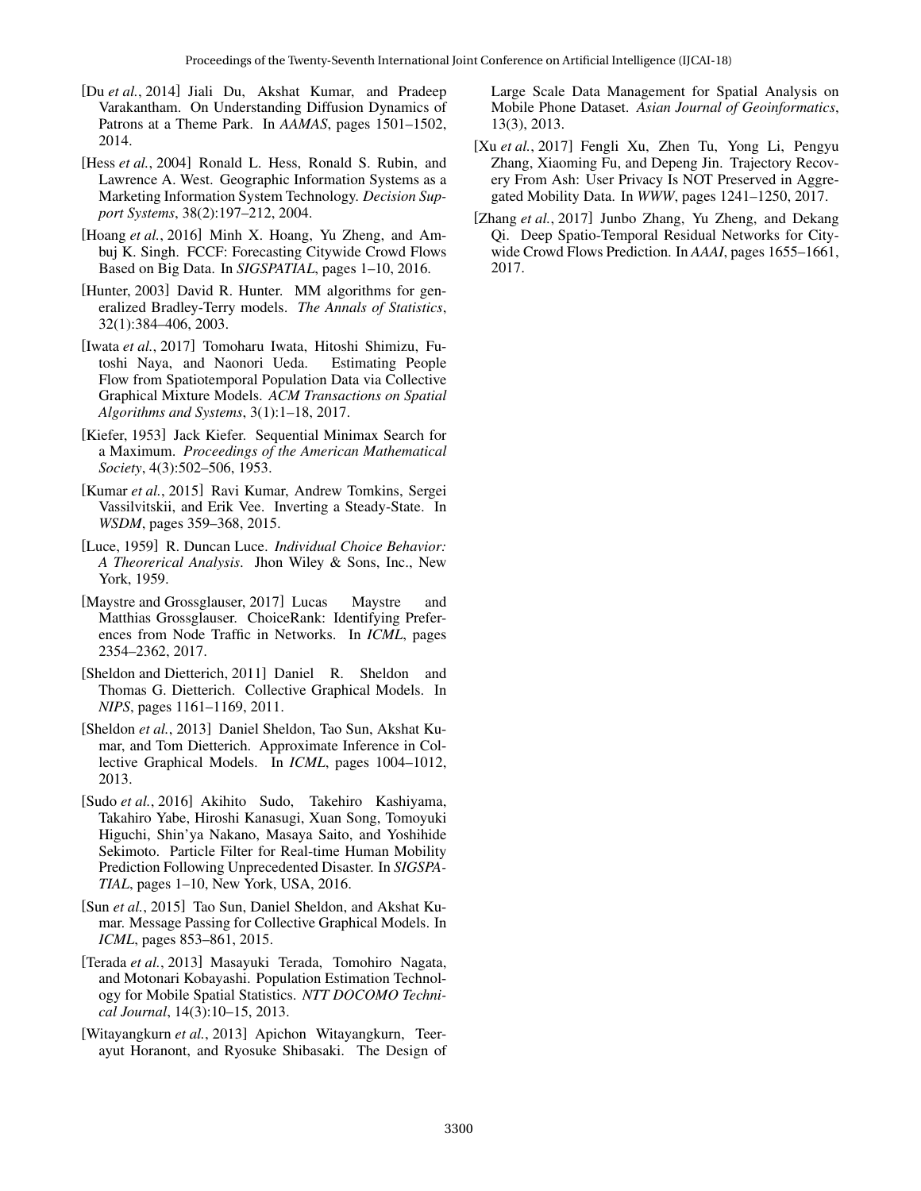[Du *et al.*, 2014] Jiali Du, Akshat Kumar, and Pradeep Varakantham. On Understanding Diffusion Dynamics of Patrons at a Theme Park. In *AAMAS*, pages 1501–1502, 2014.

[Hess *et al.*, 2004] Ronald L. Hess, Ronald S. Rubin, and Lawrence A. West. Geographic Information Systems as a Marketing Information System Technology. *Decision Support Systems*, 38(2):197–212, 2004.

[Hoang *et al.*, 2016] Minh X. Hoang, Yu Zheng, and Ambuj K. Singh. FCCF: Forecasting Citywide Crowd Flows Based on Big Data. In *SIGSPATIAL*, pages 1–10, 2016.

[Hunter, 2003] David R. Hunter. MM algorithms for generalized Bradley-Terry models. *The Annals of Statistics*, 32(1):384–406, 2003.

[Iwata *et al.*, 2017] Tomoharu Iwata, Hitoshi Shimizu, Futoshi Naya, and Naonori Ueda. Estimating People Flow from Spatiotemporal Population Data via Collective Graphical Mixture Models. *ACM Transactions on Spatial Algorithms and Systems*, 3(1):1–18, 2017.

[Kiefer, 1953] Jack Kiefer. Sequential Minimax Search for a Maximum. *Proceedings of the American Mathematical Society*, 4(3):502–506, 1953.

[Kumar *et al.*, 2015] Ravi Kumar, Andrew Tomkins, Sergei Vassilvitskii, and Erik Vee. Inverting a Steady-State. In *WSDM*, pages 359–368, 2015.

[Luce, 1959] R. Duncan Luce. *Individual Choice Behavior: A Theorerical Analysis*. Jhon Wiley & Sons, Inc., New York, 1959.

[Maystre and Grossglauser, 2017] Lucas Maystre and Matthias Grossglauser. ChoiceRank: Identifying Preferences from Node Traffic in Networks. In *ICML*, pages 2354–2362, 2017.

[Sheldon and Dietterich, 2011] Daniel R. Sheldon and Thomas G. Dietterich. Collective Graphical Models. In *NIPS*, pages 1161–1169, 2011.

[Sheldon *et al.*, 2013] Daniel Sheldon, Tao Sun, Akshat Kumar, and Tom Dietterich. Approximate Inference in Collective Graphical Models. In *ICML*, pages 1004–1012, 2013.

[Sudo *et al.*, 2016] Akihito Sudo, Takehiro Kashiyama, Takahiro Yabe, Hiroshi Kanasugi, Xuan Song, Tomoyuki Higuchi, Shin'ya Nakano, Masaya Saito, and Yoshihide Sekimoto. Particle Filter for Real-time Human Mobility Prediction Following Unprecedented Disaster. In *SIGSPATIAL*, pages 1–10, New York, USA, 2016.

[Sun *et al.*, 2015] Tao Sun, Daniel Sheldon, and Akshat Kumar. Message Passing for Collective Graphical Models. In *ICML*, pages 853–861, 2015.

[Terada *et al.*, 2013] Masayuki Terada, Tomohiro Nagata, and Motonari Kobayashi. Population Estimation Technology for Mobile Spatial Statistics. *NTT DOCOMO Technical Journal*, 14(3):10–15, 2013.

[Witayangkurn *et al.*, 2013] Apichon Witayangkurn, Teerayut Horanont, and Ryosuke Shibasaki. The Design of Large Scale Data Management for Spatial Analysis on Mobile Phone Dataset. *Asian Journal of Geoinformatics*, 13(3), 2013.

[Xu *et al.*, 2017] Fengli Xu, Zhen Tu, Yong Li, Pengyu Zhang, Xiaoming Fu, and Depeng Jin. Trajectory Recovery From Ash: User Privacy Is NOT Preserved in Aggregated Mobility Data. In *WWW*, pages 1241–1250, 2017.

[Zhang *et al.*, 2017] Junbo Zhang, Yu Zheng, and Dekang Qi. Deep Spatio-Temporal Residual Networks for Citywide Crowd Flows Prediction. In *AAAI*, pages 1655–1661, 2017.